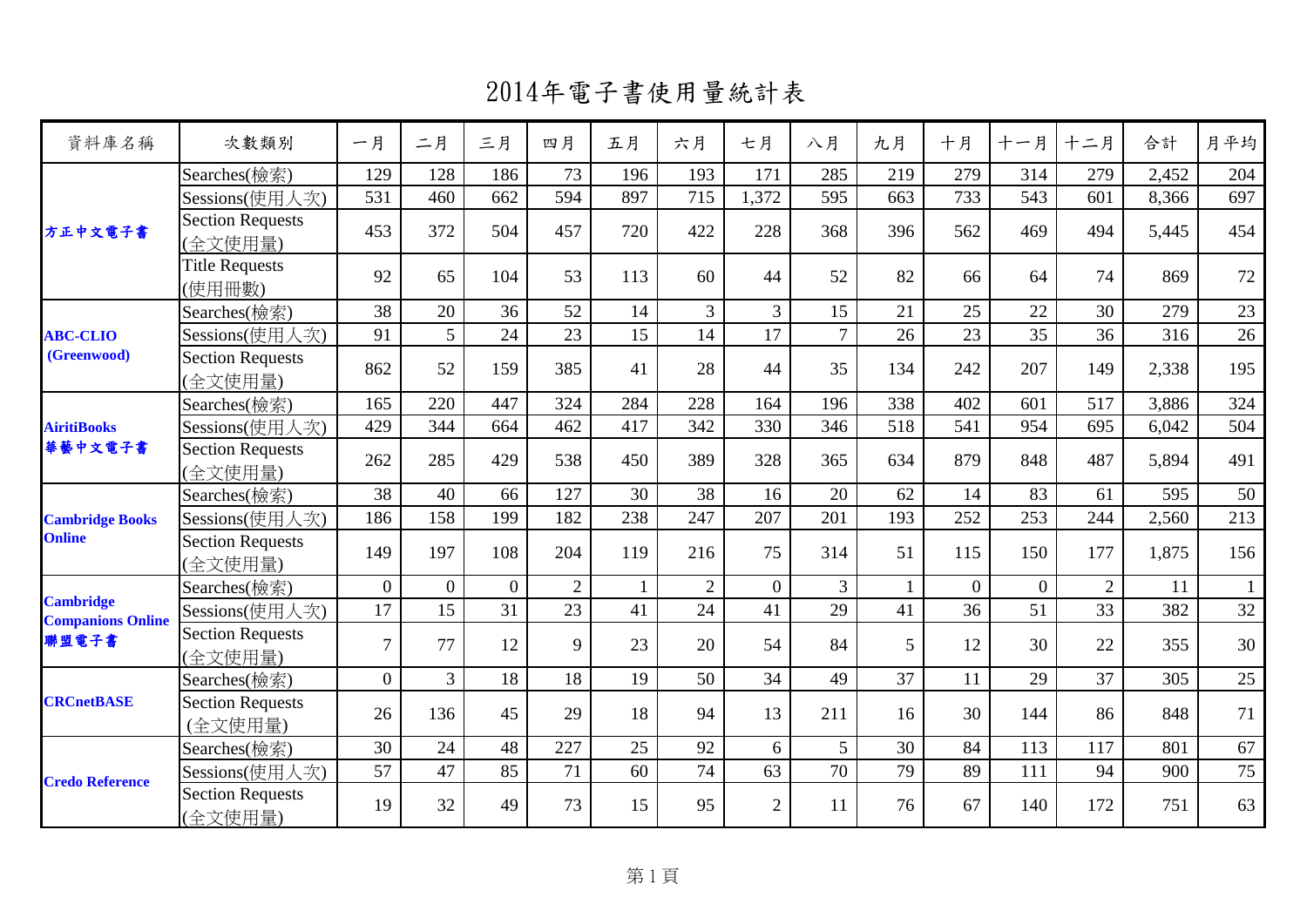# 2014年電子書使用量統計表

| 資料庫名稱 | 次數類別 | 一月 | 二月 | 三月 | 四月 | 五月 | 六月 | 七月 | 八月 | 九月 | 十月 | 十一月 | 十二月 | 合計 | 月平均 |
|---|---|---|---|---|---|---|---|---|---|---|---|---|---|---|---|
| **方正中文電子書** | Searches(檢索) | 129 | 128 | 186 | 73 | 196 | 193 | 171 | 285 | 219 | 279 | 314 | 279 | 2,452 | 204 |
| | Sessions(使用人次) | 531 | 460 | 662 | 594 | 897 | 715 | 1,372 | 595 | 663 | 733 | 543 | 601 | 8,366 | 697 |
| | Section Requests (全文使用量) | 453 | 372 | 504 | 457 | 720 | 422 | 228 | 368 | 396 | 562 | 469 | 494 | 5,445 | 454 |
| | Title Requests (使用冊數) | 92 | 65 | 104 | 53 | 113 | 60 | 44 | 52 | 82 | 66 | 64 | 74 | 869 | 72 |
| **ABC-CLIO (Greenwood)** | Searches(檢索) | 38 | 20 | 36 | 52 | 14 | 3 | 3 | 15 | 21 | 25 | 22 | 30 | 279 | 23 |
| | Sessions(使用人次) | 91 | 5 | 24 | 23 | 15 | 14 | 17 | 7 | 26 | 23 | 35 | 36 | 316 | 26 |
| | Section Requests (全文使用量) | 862 | 52 | 159 | 385 | 41 | 28 | 44 | 35 | 134 | 242 | 207 | 149 | 2,338 | 195 |
| **AiritiBooks 華藝中文電子書** | Searches(檢索) | 165 | 220 | 447 | 324 | 284 | 228 | 164 | 196 | 338 | 402 | 601 | 517 | 3,886 | 324 |
| | Sessions(使用人次) | 429 | 344 | 664 | 462 | 417 | 342 | 330 | 346 | 518 | 541 | 954 | 695 | 6,042 | 504 |
| | Section Requests (全文使用量) | 262 | 285 | 429 | 538 | 450 | 389 | 328 | 365 | 634 | 879 | 848 | 487 | 5,894 | 491 |
| **Cambridge Books Online** | Searches(檢索) | 38 | 40 | 66 | 127 | 30 | 38 | 16 | 20 | 62 | 14 | 83 | 61 | 595 | 50 |
| | Sessions(使用人次) | 186 | 158 | 199 | 182 | 238 | 247 | 207 | 201 | 193 | 252 | 253 | 244 | 2,560 | 213 |
| | Section Requests (全文使用量) | 149 | 197 | 108 | 204 | 119 | 216 | 75 | 314 | 51 | 115 | 150 | 177 | 1,875 | 156 |
| **Cambridge Companions Online 聯盟電子書** | Searches(檢索) | 0 | 0 | 0 | 2 | 1 | 2 | 0 | 3 | 1 | 0 | 0 | 2 | 11 | 1 |
| | Sessions(使用人次) | 17 | 15 | 31 | 23 | 41 | 24 | 41 | 29 | 41 | 36 | 51 | 33 | 382 | 32 |
| | Section Requests (全文使用量) | 7 | 77 | 12 | 9 | 23 | 20 | 54 | 84 | 5 | 12 | 30 | 22 | 355 | 30 |
| **CRCnetBASE** | Searches(檢索) | 0 | 3 | 18 | 18 | 19 | 50 | 34 | 49 | 37 | 11 | 29 | 37 | 305 | 25 |
| | Section Requests (全文使用量) | 26 | 136 | 45 | 29 | 18 | 94 | 13 | 211 | 16 | 30 | 144 | 86 | 848 | 71 |
| **Credo Reference** | Searches(檢索) | 30 | 24 | 48 | 227 | 25 | 92 | 6 | 5 | 30 | 84 | 113 | 117 | 801 | 67 |
| | Sessions(使用人次) | 57 | 47 | 85 | 71 | 60 | 74 | 63 | 70 | 79 | 89 | 111 | 94 | 900 | 75 |
| | Section Requests (全文使用量) | 19 | 32 | 49 | 73 | 15 | 95 | 2 | 11 | 76 | 67 | 140 | 172 | 751 | 63 |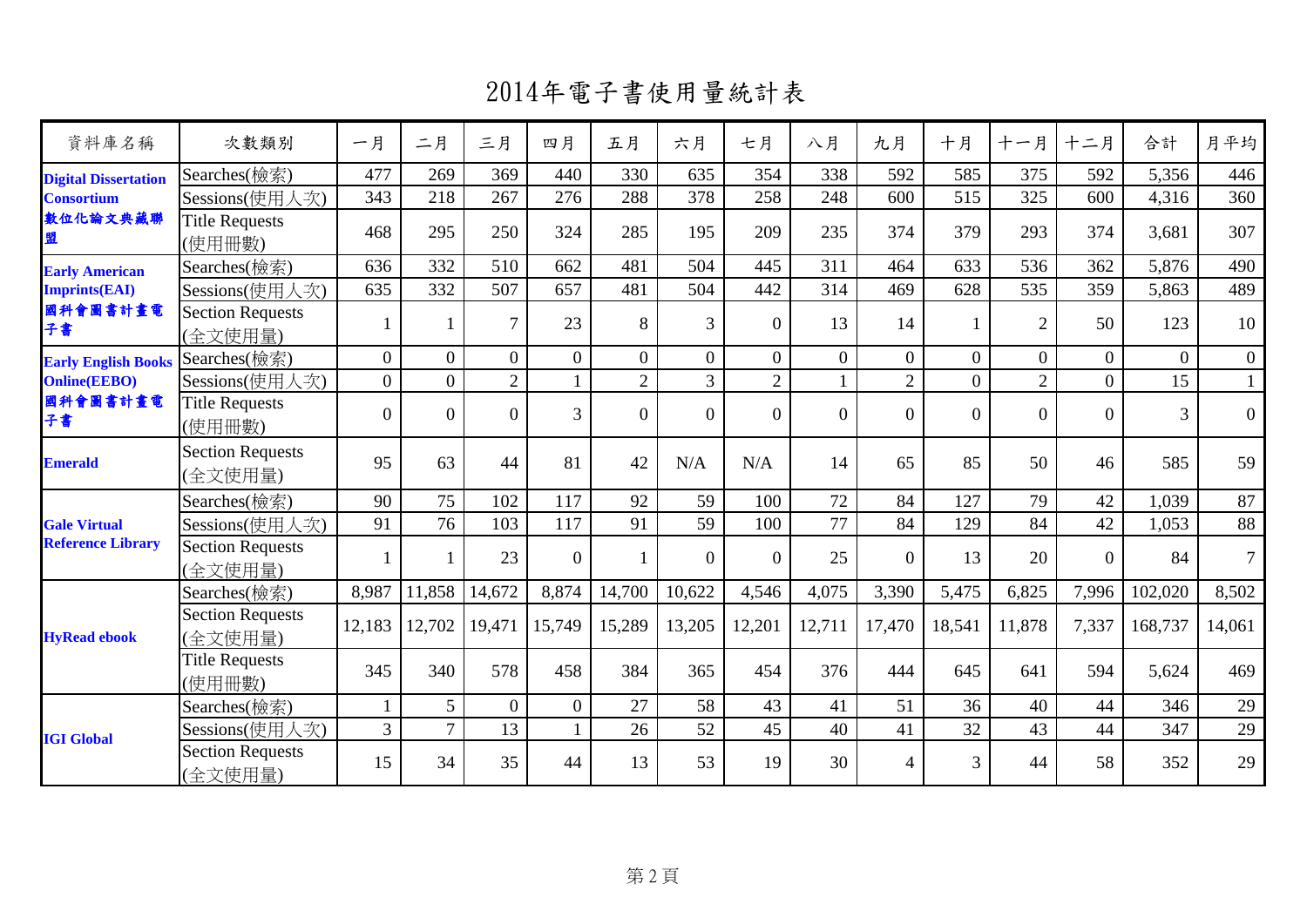# 2014年電子書使用量統計表

| 資料庫名稱 | 次數類別 | 一月 | 二月 | 三月 | 四月 | 五月 | 六月 | 七月 | 八月 | 九月 | 十月 | 十一月 | 十二月 | 合計 | 月平均 |
|---|---|---|---|---|---|---|---|---|---|---|---|---|---|---|---|
| **Digital Dissertation Consortium 數位化論文典藏聯盟** | Searches(檢索) | 477 | 269 | 369 | 440 | 330 | 635 | 354 | 338 | 592 | 585 | 375 | 592 | 5,356 | 446 |
| | Sessions(使用人次) | 343 | 218 | 267 | 276 | 288 | 378 | 258 | 248 | 600 | 515 | 325 | 600 | 4,316 | 360 |
| | Title Requests (使用冊數) | 468 | 295 | 250 | 324 | 285 | 195 | 209 | 235 | 374 | 379 | 293 | 374 | 3,681 | 307 |
| **Early American Imprints(EAI) 國科會圖書計畫電子書** | Searches(檢索) | 636 | 332 | 510 | 662 | 481 | 504 | 445 | 311 | 464 | 633 | 536 | 362 | 5,876 | 490 |
| | Sessions(使用人次) | 635 | 332 | 507 | 657 | 481 | 504 | 442 | 314 | 469 | 628 | 535 | 359 | 5,863 | 489 |
| | Section Requests (全文使用量) | 1 | 1 | 7 | 23 | 8 | 3 | 0 | 13 | 14 | 1 | 2 | 50 | 123 | 10 |
| **Early English Books Online(EEBO) 國科會圖書計畫電子書** | Searches(檢索) | 0 | 0 | 0 | 0 | 0 | 0 | 0 | 0 | 0 | 0 | 0 | 0 | 0 | 0 |
| | Sessions(使用人次) | 0 | 0 | 2 | 1 | 2 | 3 | 2 | 1 | 2 | 0 | 2 | 0 | 15 | 1 |
| | Title Requests (使用冊數) | 0 | 0 | 0 | 3 | 0 | 0 | 0 | 0 | 0 | 0 | 0 | 0 | 3 | 0 |
| **Emerald** | Section Requests (全文使用量) | 95 | 63 | 44 | 81 | 42 | N/A | N/A | 14 | 65 | 85 | 50 | 46 | 585 | 59 |
| **Gale Virtual Reference Library** | Searches(檢索) | 90 | 75 | 102 | 117 | 92 | 59 | 100 | 72 | 84 | 127 | 79 | 42 | 1,039 | 87 |
| | Sessions(使用人次) | 91 | 76 | 103 | 117 | 91 | 59 | 100 | 77 | 84 | 129 | 84 | 42 | 1,053 | 88 |
| | Section Requests (全文使用量) | 1 | 1 | 23 | 0 | 1 | 0 | 0 | 25 | 0 | 13 | 20 | 0 | 84 | 7 |
| **HyRead ebook** | Searches(檢索) | 8,987 | 11,858 | 14,672 | 8,874 | 14,700 | 10,622 | 4,546 | 4,075 | 3,390 | 5,475 | 6,825 | 7,996 | 102,020 | 8,502 |
| | Section Requests (全文使用量) | 12,183 | 12,702 | 19,471 | 15,749 | 15,289 | 13,205 | 12,201 | 12,711 | 17,470 | 18,541 | 11,878 | 7,337 | 168,737 | 14,061 |
| | Title Requests (使用冊數) | 345 | 340 | 578 | 458 | 384 | 365 | 454 | 376 | 444 | 645 | 641 | 594 | 5,624 | 469 |
| **IGI Global** | Searches(檢索) | 1 | 5 | 0 | 0 | 27 | 58 | 43 | 41 | 51 | 36 | 40 | 44 | 346 | 29 |
| | Sessions(使用人次) | 3 | 7 | 13 | 1 | 26 | 52 | 45 | 40 | 41 | 32 | 43 | 44 | 347 | 29 |
| | Section Requests (全文使用量) | 15 | 34 | 35 | 44 | 13 | 53 | 19 | 30 | 4 | 3 | 44 | 58 | 352 | 29 |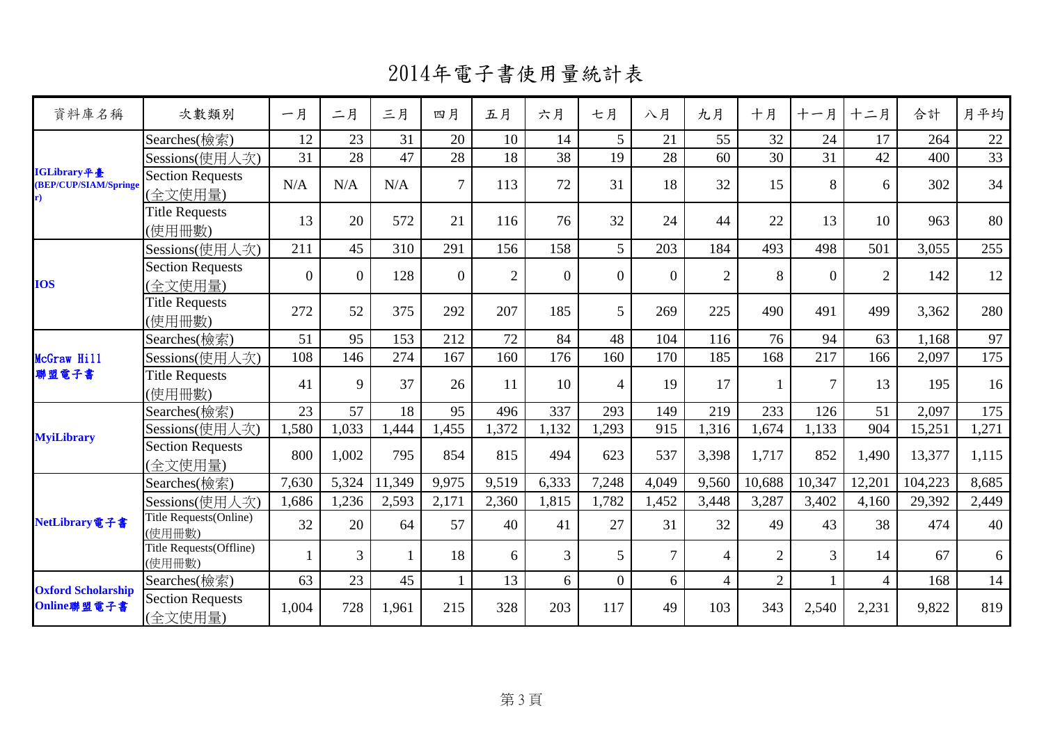# 2014年電子書使用量統計表

| 資料庫名稱 | 次數類別 | 一月 | 二月 | 三月 | 四月 | 五月 | 六月 | 七月 | 八月 | 九月 | 十月 | 十一月 | 十二月 | 合計 | 月平均 |
|---|---|---|---|---|---|---|---|---|---|---|---|---|---|---|---|
| **IGLibrary平臺 (BEP/CUP/SIAM/Springer)** | Searches(檢索) | 12 | 23 | 31 | 20 | 10 | 14 | 5 | 21 | 55 | 32 | 24 | 17 | 264 | 22 |
| | Sessions(使用人次) | 31 | 28 | 47 | 28 | 18 | 38 | 19 | 28 | 60 | 30 | 31 | 42 | 400 | 33 |
| | Section Requests (全文使用量) | N/A | N/A | N/A | 7 | 113 | 72 | 31 | 18 | 32 | 15 | 8 | 6 | 302 | 34 |
| | Title Requests (使用冊數) | 13 | 20 | 572 | 21 | 116 | 76 | 32 | 24 | 44 | 22 | 13 | 10 | 963 | 80 |
| **IOS** | Sessions(使用人次) | 211 | 45 | 310 | 291 | 156 | 158 | 5 | 203 | 184 | 493 | 498 | 501 | 3,055 | 255 |
| | Section Requests (全文使用量) | 0 | 0 | 128 | 0 | 2 | 0 | 0 | 0 | 2 | 8 | 0 | 2 | 142 | 12 |
| | Title Requests (使用冊數) | 272 | 52 | 375 | 292 | 207 | 185 | 5 | 269 | 225 | 490 | 491 | 499 | 3,362 | 280 |
| **McGraw Hill 聯盟電子書** | Searches(檢索) | 51 | 95 | 153 | 212 | 72 | 84 | 48 | 104 | 116 | 76 | 94 | 63 | 1,168 | 97 |
| | Sessions(使用人次) | 108 | 146 | 274 | 167 | 160 | 176 | 160 | 170 | 185 | 168 | 217 | 166 | 2,097 | 175 |
| | Title Requests (使用冊數) | 41 | 9 | 37 | 26 | 11 | 10 | 4 | 19 | 17 | 1 | 7 | 13 | 195 | 16 |
| **MyiLibrary** | Searches(檢索) | 23 | 57 | 18 | 95 | 496 | 337 | 293 | 149 | 219 | 233 | 126 | 51 | 2,097 | 175 |
| | Sessions(使用人次) | 1,580 | 1,033 | 1,444 | 1,455 | 1,372 | 1,132 | 1,293 | 915 | 1,316 | 1,674 | 1,133 | 904 | 15,251 | 1,271 |
| | Section Requests (全文使用量) | 800 | 1,002 | 795 | 854 | 815 | 494 | 623 | 537 | 3,398 | 1,717 | 852 | 1,490 | 13,377 | 1,115 |
| **NetLibrary電子書** | Searches(檢索) | 7,630 | 5,324 | 11,349 | 9,975 | 9,519 | 6,333 | 7,248 | 4,049 | 9,560 | 10,688 | 10,347 | 12,201 | 104,223 | 8,685 |
| | Sessions(使用人次) | 1,686 | 1,236 | 2,593 | 2,171 | 2,360 | 1,815 | 1,782 | 1,452 | 3,448 | 3,287 | 3,402 | 4,160 | 29,392 | 2,449 |
| | Title Requests(Online) (使用冊數) | 32 | 20 | 64 | 57 | 40 | 41 | 27 | 31 | 32 | 49 | 43 | 38 | 474 | 40 |
| | Title Requests(Offline) (使用冊數) | 1 | 3 | 1 | 18 | 6 | 3 | 5 | 7 | 4 | 2 | 3 | 14 | 67 | 6 |
| **Oxford Scholarship Online聯盟電子書** | Searches(檢索) | 63 | 23 | 45 | 1 | 13 | 6 | 0 | 6 | 4 | 2 | 1 | 4 | 168 | 14 |
| | Section Requests (全文使用量) | 1,004 | 728 | 1,961 | 215 | 328 | 203 | 117 | 49 | 103 | 343 | 2,540 | 2,231 | 9,822 | 819 |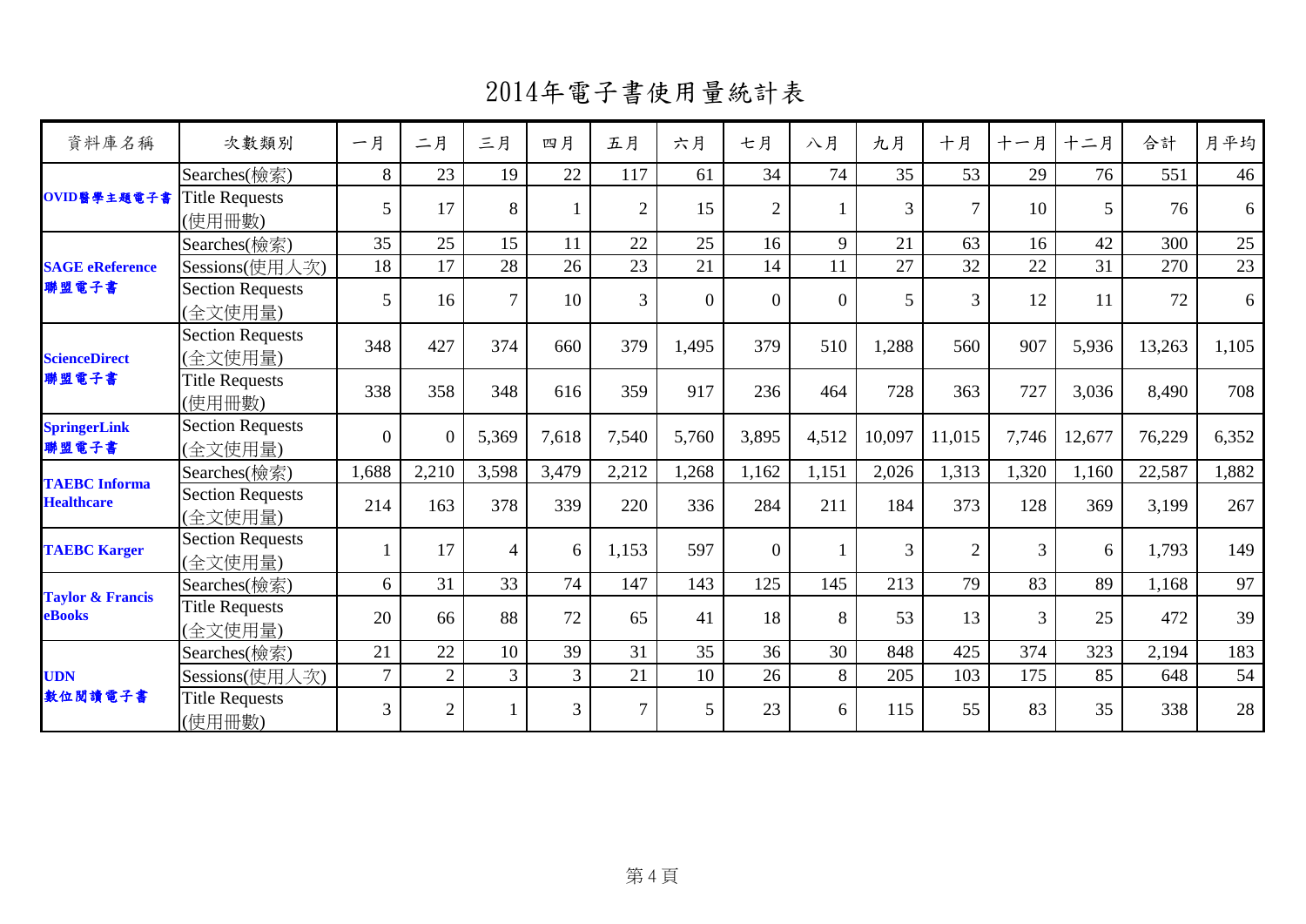# 2014年電子書使用量統計表

| 資料庫名稱 | 次數類別 | 一月 | 二月 | 三月 | 四月 | 五月 | 六月 | 七月 | 八月 | 九月 | 十月 | 十一月 | 十二月 | 合計 | 月平均 |
|---|---|---|---|---|---|---|---|---|---|---|---|---|---|---|---|
| **OVID醫學主題電子書** | Searches(檢索) | 8 | 23 | 19 | 22 | 117 | 61 | 34 | 74 | 35 | 53 | 29 | 76 | 551 | 46 |
| | Title Requests (使用冊數) | 5 | 17 | 8 | 1 | 2 | 15 | 2 | 1 | 3 | 7 | 10 | 5 | 76 | 6 |
| **SAGE eReference 聯盟電子書** | Searches(檢索) | 35 | 25 | 15 | 11 | 22 | 25 | 16 | 9 | 21 | 63 | 16 | 42 | 300 | 25 |
| | Sessions(使用人次) | 18 | 17 | 28 | 26 | 23 | 21 | 14 | 11 | 27 | 32 | 22 | 31 | 270 | 23 |
| | Section Requests (全文使用量) | 5 | 16 | 7 | 10 | 3 | 0 | 0 | 0 | 5 | 3 | 12 | 11 | 72 | 6 |
| **ScienceDirect 聯盟電子書** | Section Requests (全文使用量) | 348 | 427 | 374 | 660 | 379 | 1,495 | 379 | 510 | 1,288 | 560 | 907 | 5,936 | 13,263 | 1,105 |
| | Title Requests (使用冊數) | 338 | 358 | 348 | 616 | 359 | 917 | 236 | 464 | 728 | 363 | 727 | 3,036 | 8,490 | 708 |
| **SpringerLink 聯盟電子書** | Section Requests (全文使用量) | 0 | 0 | 5,369 | 7,618 | 7,540 | 5,760 | 3,895 | 4,512 | 10,097 | 11,015 | 7,746 | 12,677 | 76,229 | 6,352 |
| **TAEBC Informa Healthcare** | Searches(檢索) | 1,688 | 2,210 | 3,598 | 3,479 | 2,212 | 1,268 | 1,162 | 1,151 | 2,026 | 1,313 | 1,320 | 1,160 | 22,587 | 1,882 |
| | Section Requests (全文使用量) | 214 | 163 | 378 | 339 | 220 | 336 | 284 | 211 | 184 | 373 | 128 | 369 | 3,199 | 267 |
| **TAEBC Karger** | Section Requests (全文使用量) | 1 | 17 | 4 | 6 | 1,153 | 597 | 0 | 1 | 3 | 2 | 3 | 6 | 1,793 | 149 |
| **Taylor & Francis eBooks** | Searches(檢索) | 6 | 31 | 33 | 74 | 147 | 143 | 125 | 145 | 213 | 79 | 83 | 89 | 1,168 | 97 |
| | Title Requests (全文使用量) | 20 | 66 | 88 | 72 | 65 | 41 | 18 | 8 | 53 | 13 | 3 | 25 | 472 | 39 |
| **UDN 數位閱讀電子書** | Searches(檢索) | 21 | 22 | 10 | 39 | 31 | 35 | 36 | 30 | 848 | 425 | 374 | 323 | 2,194 | 183 |
| | Sessions(使用人次) | 7 | 2 | 3 | 3 | 21 | 10 | 26 | 8 | 205 | 103 | 175 | 85 | 648 | 54 |
| | Title Requests (使用冊數) | 3 | 2 | 1 | 3 | 7 | 5 | 23 | 6 | 115 | 55 | 83 | 35 | 338 | 28 |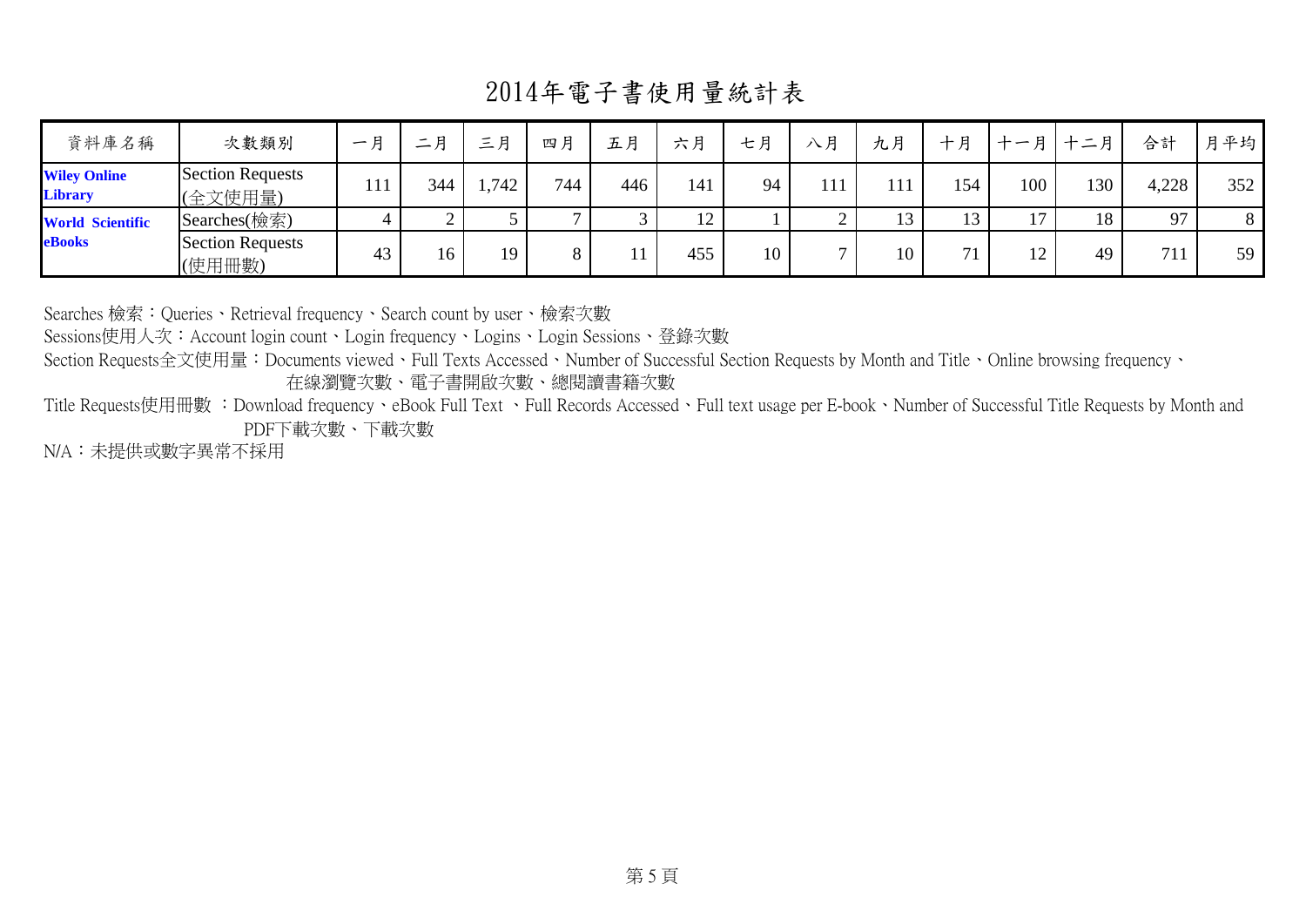# 2014年電子書使用量統計表

| 資料庫名稱 | 次數類別 | 一月 | 二月 | 三月 | 四月 | 五月 | 六月 | 七月 | 八月 | 九月 | 十月 | 十一月 | 十二月 | 合計 | 月平均 |
|---|---|---|---|---|---|---|---|---|---|---|---|---|---|---|---|
| **Wiley Online Library** | Section Requests (全文使用量) | 111 | 344 | 1,742 | 744 | 446 | 141 | 94 | 111 | 111 | 154 | 100 | 130 | 4,228 | 352 |
| **World Scientific eBooks** | Searches(檢索) | 4 | 2 | 5 | 7 | 3 | 12 | 1 | 2 | 13 | 13 | 17 | 18 | 97 | 8 |
| | Section Requests (使用冊數) | 43 | 16 | 19 | 8 | 11 | 455 | 10 | 7 | 10 | 71 | 12 | 49 | 711 | 59 |

Searches 檢索：Queries、Retrieval frequency、Search count by user、檢索次數

Sessions使用人次：Account login count、Login frequency、Logins、Login Sessions、登錄次數

Section Requests全文使用量：Documents viewed、Full Texts Accessed、Number of Successful Section Requests by Month and Title、Online browsing frequency、在線瀏覽次數、電子書開啟次數、總閱讀書籍次數

Title Requests使用冊數 ：Download frequency、eBook Full Text 、Full Records Accessed、Full text usage per E-book、Number of Successful Title Requests by Month and PDF下載次數、下載次數

N/A：未提供或數字異常不採用